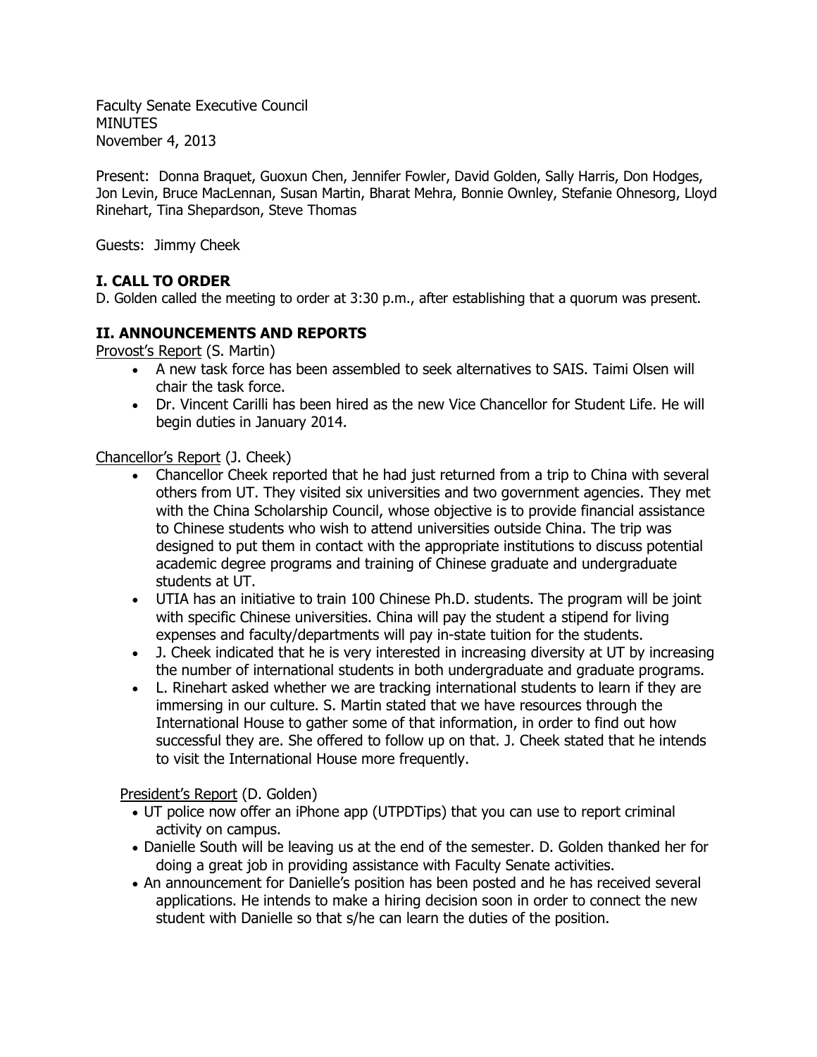Faculty Senate Executive Council
MINUTES
November 4, 2013

Present: Donna Braquet, Guoxun Chen, Jennifer Fowler, David Golden, Sally Harris, Don Hodges, Jon Levin, Bruce MacLennan, Susan Martin, Bharat Mehra, Bonnie Ownley, Stefanie Ohnesorg, Lloyd Rinehart, Tina Shepardson, Steve Thomas

Guests: Jimmy Cheek

## I. CALL TO ORDER

D. Golden called the meeting to order at 3:30 p.m., after establishing that a quorum was present.

## II. ANNOUNCEMENTS AND REPORTS

Provost's Report (S. Martin)

- A new task force has been assembled to seek alternatives to SAIS. Taimi Olsen will chair the task force.
- Dr. Vincent Carilli has been hired as the new Vice Chancellor for Student Life. He will begin duties in January 2014.

Chancellor's Report (J. Cheek)

- Chancellor Cheek reported that he had just returned from a trip to China with several others from UT. They visited six universities and two government agencies. They met with the China Scholarship Council, whose objective is to provide financial assistance to Chinese students who wish to attend universities outside China. The trip was designed to put them in contact with the appropriate institutions to discuss potential academic degree programs and training of Chinese graduate and undergraduate students at UT.
- UTIA has an initiative to train 100 Chinese Ph.D. students. The program will be joint with specific Chinese universities. China will pay the student a stipend for living expenses and faculty/departments will pay in-state tuition for the students.
- J. Cheek indicated that he is very interested in increasing diversity at UT by increasing the number of international students in both undergraduate and graduate programs.
- L. Rinehart asked whether we are tracking international students to learn if they are immersing in our culture. S. Martin stated that we have resources through the International House to gather some of that information, in order to find out how successful they are. She offered to follow up on that. J. Cheek stated that he intends to visit the International House more frequently.

President's Report (D. Golden)

- UT police now offer an iPhone app (UTPDTips) that you can use to report criminal activity on campus.
- Danielle South will be leaving us at the end of the semester. D. Golden thanked her for doing a great job in providing assistance with Faculty Senate activities.
- An announcement for Danielle's position has been posted and he has received several applications. He intends to make a hiring decision soon in order to connect the new student with Danielle so that s/he can learn the duties of the position.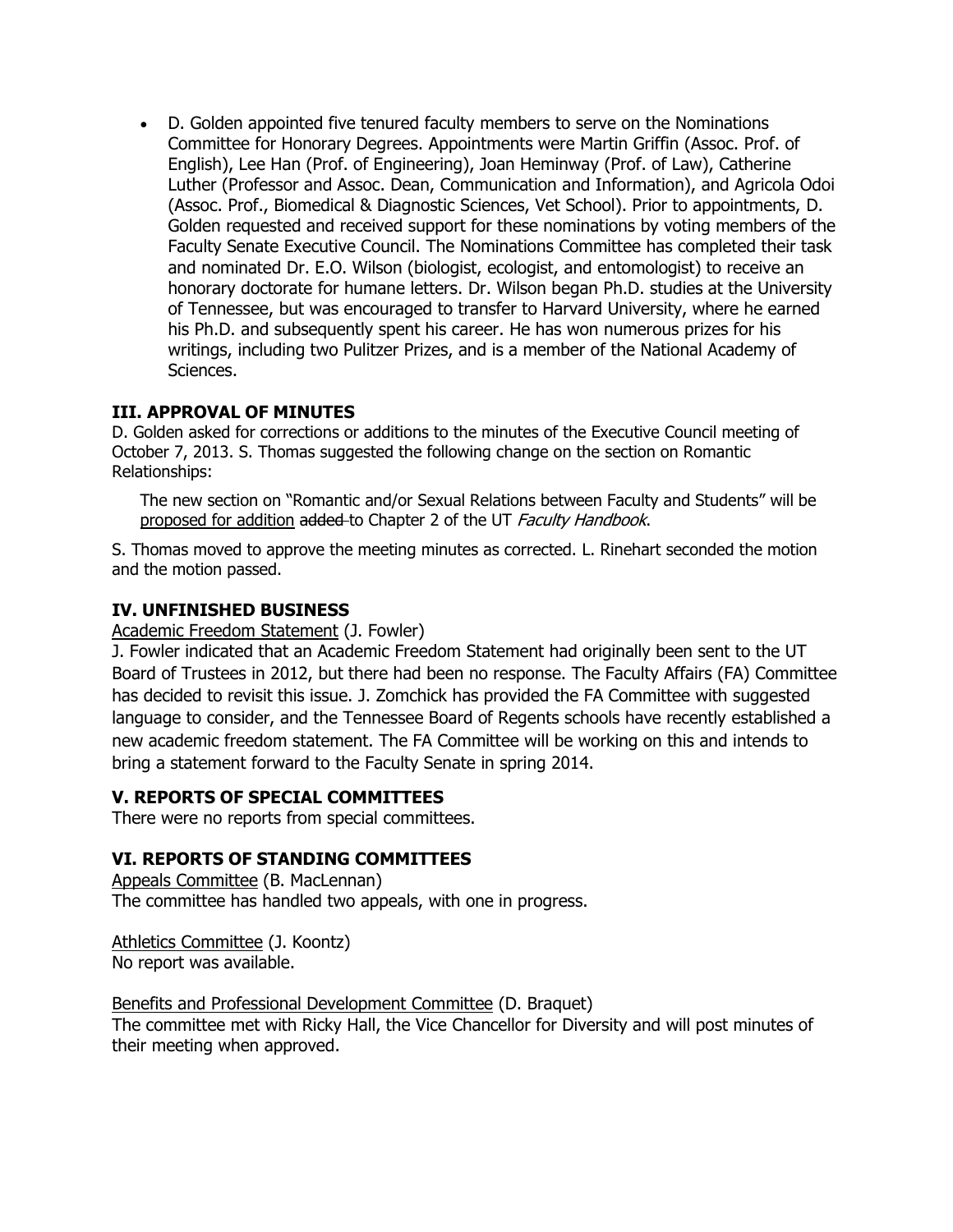- D. Golden appointed five tenured faculty members to serve on the Nominations Committee for Honorary Degrees. Appointments were Martin Griffin (Assoc. Prof. of English), Lee Han (Prof. of Engineering), Joan Heminway (Prof. of Law), Catherine Luther (Professor and Assoc. Dean, Communication and Information), and Agricola Odoi (Assoc. Prof., Biomedical & Diagnostic Sciences, Vet School). Prior to appointments, D. Golden requested and received support for these nominations by voting members of the Faculty Senate Executive Council. The Nominations Committee has completed their task and nominated Dr. E.O. Wilson (biologist, ecologist, and entomologist) to receive an honorary doctorate for humane letters. Dr. Wilson began Ph.D. studies at the University of Tennessee, but was encouraged to transfer to Harvard University, where he earned his Ph.D. and subsequently spent his career. He has won numerous prizes for his writings, including two Pulitzer Prizes, and is a member of the National Academy of Sciences.

## III. APPROVAL OF MINUTES

D. Golden asked for corrections or additions to the minutes of the Executive Council meeting of October 7, 2013. S. Thomas suggested the following change on the section on Romantic Relationships:

> The new section on "Romantic and/or Sexual Relations between Faculty and Students" will be <u>proposed for addition</u> ~~added~~ to Chapter 2 of the UT *Faculty Handbook*.

S. Thomas moved to approve the meeting minutes as corrected. L. Rinehart seconded the motion and the motion passed.

## IV. UNFINISHED BUSINESS

<u>Academic Freedom Statement</u> (J. Fowler)

J. Fowler indicated that an Academic Freedom Statement had originally been sent to the UT Board of Trustees in 2012, but there had been no response. The Faculty Affairs (FA) Committee has decided to revisit this issue. J. Zomchick has provided the FA Committee with suggested language to consider, and the Tennessee Board of Regents schools have recently established a new academic freedom statement. The FA Committee will be working on this and intends to bring a statement forward to the Faculty Senate in spring 2014.

## V. REPORTS OF SPECIAL COMMITTEES

There were no reports from special committees.

## VI. REPORTS OF STANDING COMMITTEES

<u>Appeals Committee</u> (B. MacLennan)

The committee has handled two appeals, with one in progress.

<u>Athletics Committee</u> (J. Koontz)

No report was available.

<u>Benefits and Professional Development Committee</u> (D. Braquet)

The committee met with Ricky Hall, the Vice Chancellor for Diversity and will post minutes of their meeting when approved.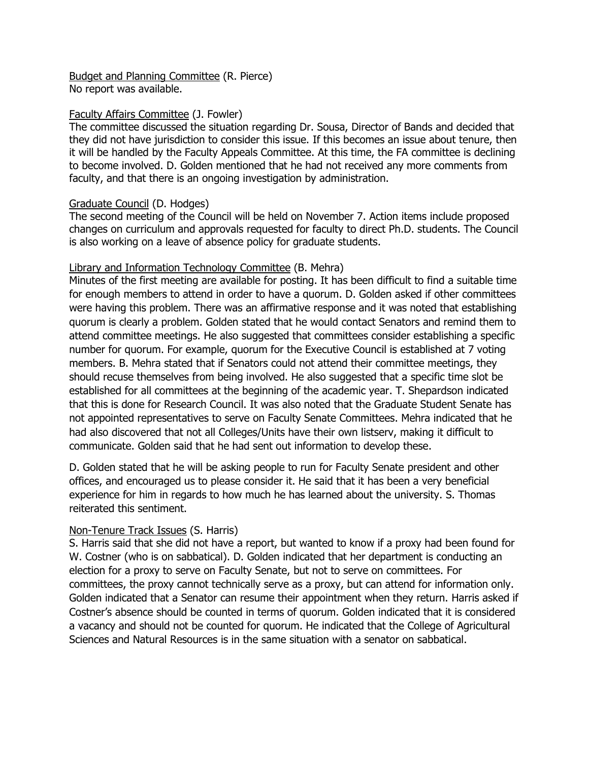<u>Budget and Planning Committee</u> (R. Pierce)
No report was available.

<u>Faculty Affairs Committee</u> (J. Fowler)
The committee discussed the situation regarding Dr. Sousa, Director of Bands and decided that they did not have jurisdiction to consider this issue. If this becomes an issue about tenure, then it will be handled by the Faculty Appeals Committee. At this time, the FA committee is declining to become involved. D. Golden mentioned that he had not received any more comments from faculty, and that there is an ongoing investigation by administration.

<u>Graduate Council</u> (D. Hodges)
The second meeting of the Council will be held on November 7. Action items include proposed changes on curriculum and approvals requested for faculty to direct Ph.D. students. The Council is also working on a leave of absence policy for graduate students.

<u>Library and Information Technology Committee</u> (B. Mehra)
Minutes of the first meeting are available for posting. It has been difficult to find a suitable time for enough members to attend in order to have a quorum. D. Golden asked if other committees were having this problem. There was an affirmative response and it was noted that establishing quorum is clearly a problem. Golden stated that he would contact Senators and remind them to attend committee meetings. He also suggested that committees consider establishing a specific number for quorum. For example, quorum for the Executive Council is established at 7 voting members. B. Mehra stated that if Senators could not attend their committee meetings, they should recuse themselves from being involved. He also suggested that a specific time slot be established for all committees at the beginning of the academic year. T. Shepardson indicated that this is done for Research Council. It was also noted that the Graduate Student Senate has not appointed representatives to serve on Faculty Senate Committees. Mehra indicated that he had also discovered that not all Colleges/Units have their own listserv, making it difficult to communicate. Golden said that he had sent out information to develop these.

D. Golden stated that he will be asking people to run for Faculty Senate president and other offices, and encouraged us to please consider it. He said that it has been a very beneficial experience for him in regards to how much he has learned about the university. S. Thomas reiterated this sentiment.

<u>Non-Tenure Track Issues</u> (S. Harris)
S. Harris said that she did not have a report, but wanted to know if a proxy had been found for W. Costner (who is on sabbatical). D. Golden indicated that her department is conducting an election for a proxy to serve on Faculty Senate, but not to serve on committees. For committees, the proxy cannot technically serve as a proxy, but can attend for information only. Golden indicated that a Senator can resume their appointment when they return. Harris asked if Costner's absence should be counted in terms of quorum. Golden indicated that it is considered a vacancy and should not be counted for quorum. He indicated that the College of Agricultural Sciences and Natural Resources is in the same situation with a senator on sabbatical.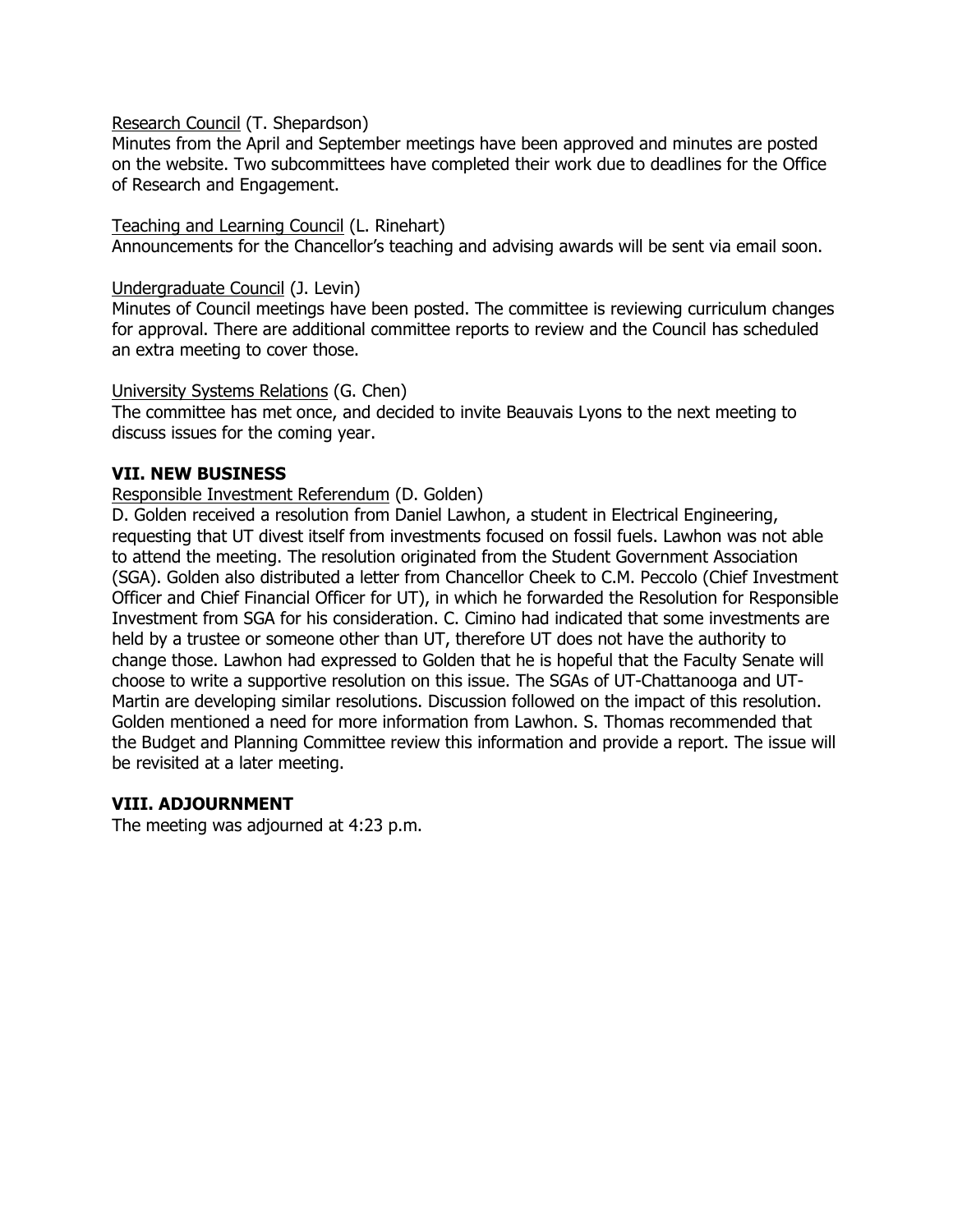Research Council (T. Shepardson)
Minutes from the April and September meetings have been approved and minutes are posted on the website. Two subcommittees have completed their work due to deadlines for the Office of Research and Engagement.

Teaching and Learning Council (L. Rinehart)
Announcements for the Chancellor's teaching and advising awards will be sent via email soon.

Undergraduate Council (J. Levin)
Minutes of Council meetings have been posted. The committee is reviewing curriculum changes for approval. There are additional committee reports to review and the Council has scheduled an extra meeting to cover those.

University Systems Relations (G. Chen)
The committee has met once, and decided to invite Beauvais Lyons to the next meeting to discuss issues for the coming year.

## VII. NEW BUSINESS

Responsible Investment Referendum (D. Golden)
D. Golden received a resolution from Daniel Lawhon, a student in Electrical Engineering, requesting that UT divest itself from investments focused on fossil fuels. Lawhon was not able to attend the meeting. The resolution originated from the Student Government Association (SGA). Golden also distributed a letter from Chancellor Cheek to C.M. Peccolo (Chief Investment Officer and Chief Financial Officer for UT), in which he forwarded the Resolution for Responsible Investment from SGA for his consideration. C. Cimino had indicated that some investments are held by a trustee or someone other than UT, therefore UT does not have the authority to change those. Lawhon had expressed to Golden that he is hopeful that the Faculty Senate will choose to write a supportive resolution on this issue. The SGAs of UT-Chattanooga and UT-Martin are developing similar resolutions. Discussion followed on the impact of this resolution. Golden mentioned a need for more information from Lawhon. S. Thomas recommended that the Budget and Planning Committee review this information and provide a report. The issue will be revisited at a later meeting.

## VIII. ADJOURNMENT

The meeting was adjourned at 4:23 p.m.